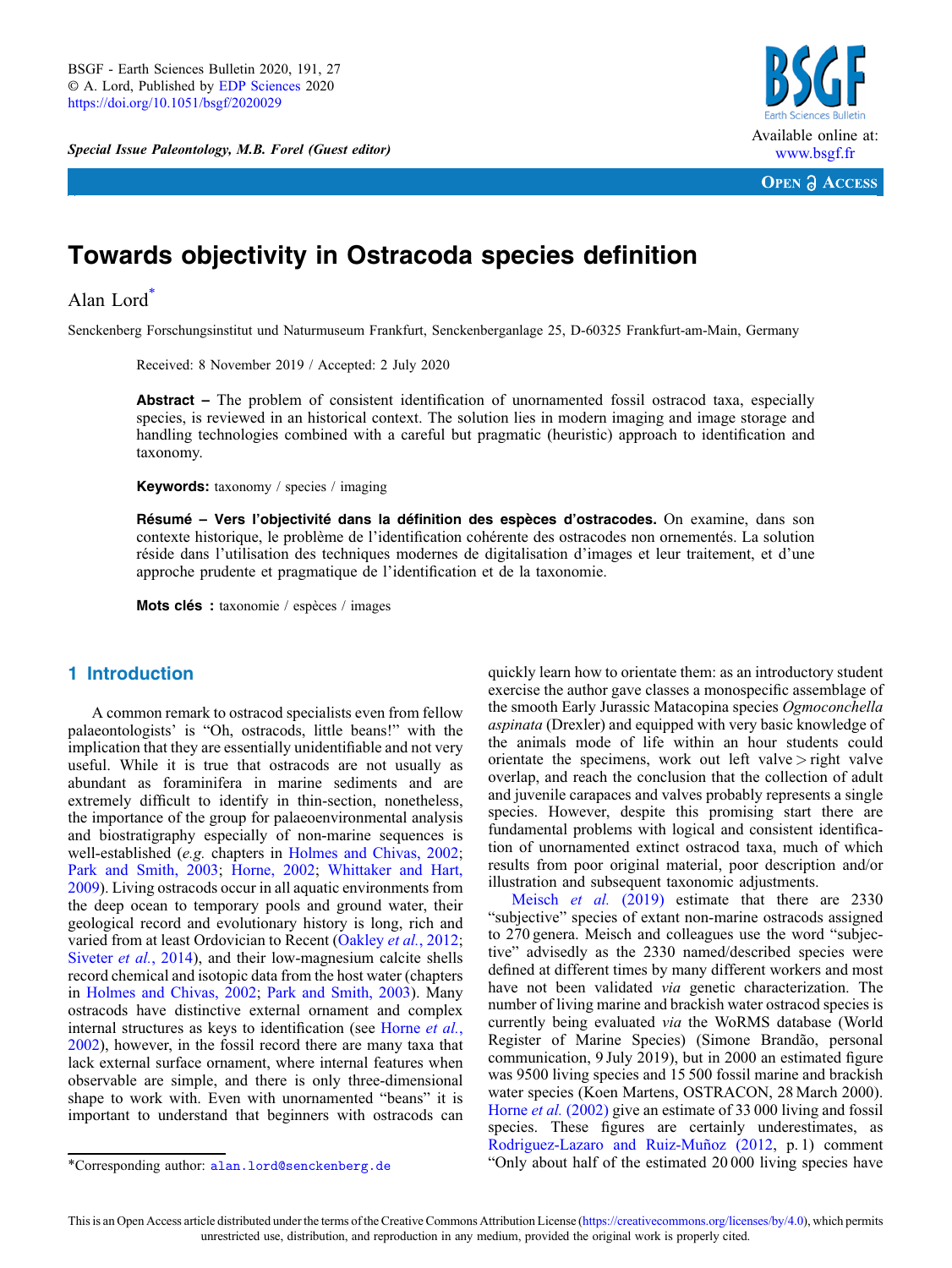Special Issue Paleontology, M.B. Forel (Guest editor)

# Towards objectivity in Ostracoda species definition

Alan Lord*

Senckenberg Forschungsinstitut und Naturmuseum Frankfurt, Senckenberganlage 25, D-60325 Frankfurt-am-Main, Germany

Received: 8 November 2019 / Accepted: 2 July 2020

**Abstract –** The problem of consistent identification of unornamented fossil ostracod taxa, especially species, is reviewed in an historical context. The solution lies in modern imaging and image storage and handling technologies combined with a careful but pragmatic (heuristic) approach to identification and taxonomy.

**Keywords:** taxonomy / species / imaging

**Résumé – Vers l'objectivité dans la définition des espèces d'ostracodes.** On examine, dans son contexte historique, le problème de l'identification cohérente des ostracodes non ornementés. La solution réside dans l'utilisation des techniques modernes de digitalisation d'images et leur traitement, et d'une approche prudente et pragmatique de l'identification et de la taxonomie.

**Mots clés :** taxonomie / espèces / images

## 1 Introduction

A common remark to ostracod specialists even from fellow palaeontologists' is "Oh, ostracods, little beans!" with the implication that they are essentially unidentifiable and not very useful. While it is true that ostracods are not usually as abundant as foraminifera in marine sediments and are extremely difficult to identify in thin-section, nonetheless, the importance of the group for palaeoenvironmental analysis and biostratigraphy especially of non-marine sequences is well-established (*e.g.* chapters in Holmes and Chivas, 2002; Park and Smith, 2003; Horne, 2002; Whittaker and Hart, 2009). Living ostracods occur in all aquatic environments from the deep ocean to temporary pools and ground water, their geological record and evolutionary history is long, rich and varied from at least Ordovician to Recent (Oakley *et al.*, 2012; Siveter *et al.*, 2014), and their low-magnesium calcite shells record chemical and isotopic data from the host water (chapters in Holmes and Chivas, 2002; Park and Smith, 2003). Many ostracods have distinctive external ornament and complex internal structures as keys to identification (see Horne *et al.*, 2002), however, in the fossil record there are many taxa that lack external surface ornament, where internal features when observable are simple, and there is only three-dimensional shape to work with. Even with unornamented "beans" it is important to understand that beginners with ostracods can quickly learn how to orientate them: as an introductory student exercise the author gave classes a monospecific assemblage of the smooth Early Jurassic Matacopina species *Ogmoconchella aspinata* (Drexler) and equipped with very basic knowledge of the animals mode of life within an hour students could orientate the specimens, work out left valve > right valve overlap, and reach the conclusion that the collection of adult and juvenile carapaces and valves probably represents a single species. However, despite this promising start there are fundamental problems with logical and consistent identification of unornamented extinct ostracod taxa, much of which results from poor original material, poor description and/or illustration and subsequent taxonomic adjustments.

Meisch *et al.* (2019) estimate that there are 2330 "subjective" species of extant non-marine ostracods assigned to 270 genera. Meisch and colleagues use the word "subjective" advisedly as the 2330 named/described species were defined at different times by many different workers and most have not been validated *via* genetic characterization. The number of living marine and brackish water ostracod species is currently being evaluated *via* the WoRMS database (World Register of Marine Species) (Simone Brandão, personal communication, 9 July 2019), but in 2000 an estimated figure was 9500 living species and 15 500 fossil marine and brackish water species (Koen Martens, OSTRACON, 28 March 2000). Horne *et al.* (2002) give an estimate of 33 000 living and fossil species. These figures are certainly underestimates, as Rodriguez-Lazaro and Ruiz-Muñoz (2012, p. 1) comment "Only about half of the estimated 20 000 living species have

*Corresponding author: alan.lord@senckenberg.de

This is an Open Access article distributed under the terms of the Creative Commons Attribution License (https://creativecommons.org/licenses/by/4.0), which permits unrestricted use, distribution, and reproduction in any medium, provided the original work is properly cited.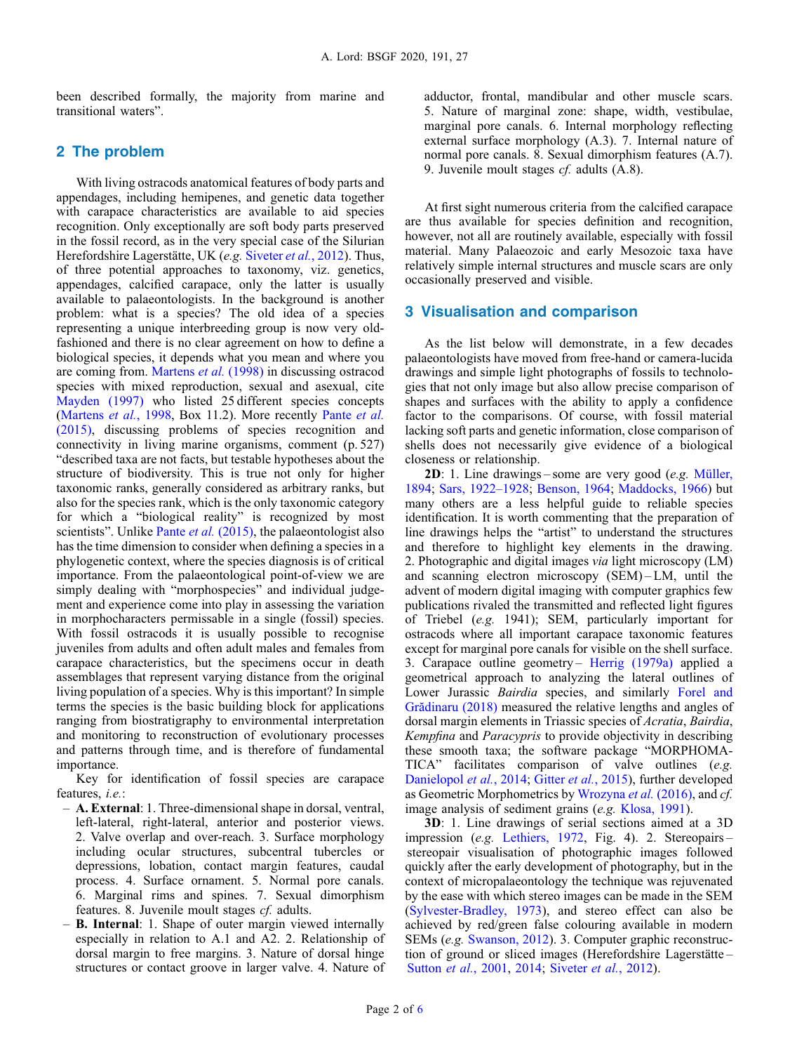been described formally, the majority from marine and transitional waters".

## 2 The problem

With living ostracods anatomical features of body parts and appendages, including hemipenes, and genetic data together with carapace characteristics are available to aid species recognition. Only exceptionally are soft body parts preserved in the fossil record, as in the very special case of the Silurian Herefordshire Lagerstätte, UK (*e.g.* Siveter *et al.*, 2012). Thus, of three potential approaches to taxonomy, viz. genetics, appendages, calcified carapace, only the latter is usually available to palaeontologists. In the background is another problem: what is a species? The old idea of a species representing a unique interbreeding group is now very old-fashioned and there is no clear agreement on how to define a biological species, it depends what you mean and where you are coming from. Martens *et al.* (1998) in discussing ostracod species with mixed reproduction, sexual and asexual, cite Mayden (1997) who listed 25 different species concepts (Martens *et al.*, 1998, Box 11.2). More recently Pante *et al.* (2015), discussing problems of species recognition and connectivity in living marine organisms, comment (p. 527) "described taxa are not facts, but testable hypotheses about the structure of biodiversity. This is true not only for higher taxonomic ranks, generally considered as arbitrary ranks, but also for the species rank, which is the only taxonomic category for which a "biological reality" is recognized by most scientists". Unlike Pante *et al.* (2015), the palaeontologist also has the time dimension to consider when defining a species in a phylogenetic context, where the species diagnosis is of critical importance. From the palaeontological point-of-view we are simply dealing with "morphospecies" and individual judgement and experience come into play in assessing the variation in morphocharacters permissable in a single (fossil) species. With fossil ostracods it is usually possible to recognise juveniles from adults and often adult males and females from carapace characteristics, but the specimens occur in death assemblages that represent varying distance from the original living population of a species. Why is this important? In simple terms the species is the basic building block for applications ranging from biostratigraphy to environmental interpretation and monitoring to reconstruction of evolutionary processes and patterns through time, and is therefore of fundamental importance.

Key for identification of fossil species are carapace features, *i.e.*:

- **A. External**: 1. Three-dimensional shape in dorsal, ventral, left-lateral, right-lateral, anterior and posterior views. 2. Valve overlap and over-reach. 3. Surface morphology including ocular structures, subcentral tubercles or depressions, lobation, contact margin features, caudal process. 4. Surface ornament. 5. Normal pore canals. 6. Marginal rims and spines. 7. Sexual dimorphism features. 8. Juvenile moult stages *cf.* adults.
- **B. Internal**: 1. Shape of outer margin viewed internally especially in relation to A.1 and A2. 2. Relationship of dorsal margin to free margins. 3. Nature of dorsal hinge structures or contact groove in larger valve. 4. Nature of adductor, frontal, mandibular and other muscle scars. 5. Nature of marginal zone: shape, width, vestibulae, marginal pore canals. 6. Internal morphology reflecting external surface morphology (A.3). 7. Internal nature of normal pore canals. 8. Sexual dimorphism features (A.7). 9. Juvenile moult stages *cf.* adults (A.8).

At first sight numerous criteria from the calcified carapace are thus available for species definition and recognition, however, not all are routinely available, especially with fossil material. Many Palaeozoic and early Mesozoic taxa have relatively simple internal structures and muscle scars are only occasionally preserved and visible.

## 3 Visualisation and comparison

As the list below will demonstrate, in a few decades palaeontologists have moved from free-hand or camera-lucida drawings and simple light photographs of fossils to technologies that not only image but also allow precise comparison of shapes and surfaces with the ability to apply a confidence factor to the comparisons. Of course, with fossil material lacking soft parts and genetic information, close comparison of shells does not necessarily give evidence of a biological closeness or relationship.

**2D**: 1. Line drawings – some are very good (*e.g.* Müller, 1894; Sars, 1922–1928; Benson, 1964; Maddocks, 1966) but many others are a less helpful guide to reliable species identification. It is worth commenting that the preparation of line drawings helps the "artist" to understand the structures and therefore to highlight key elements in the drawing. 2. Photographic and digital images *via* light microscopy (LM) and scanning electron microscopy (SEM) – LM, until the advent of modern digital imaging with computer graphics few publications rivaled the transmitted and reflected light figures of Triebel (*e.g.* 1941); SEM, particularly important for ostracods where all important carapace taxonomic features except for marginal pore canals for visible on the shell surface. 3. Carapace outline geometry – Herrig (1979a) applied a geometrical approach to analyzing the lateral outlines of Lower Jurassic *Bairdia* species, and similarly Forel and Grădinaru (2018) measured the relative lengths and angles of dorsal margin elements in Triassic species of *Acratia*, *Bairdia*, *Kempfina* and *Paracypris* to provide objectivity in describing these smooth taxa; the software package "MORPHOMATICA" facilitates comparison of valve outlines (*e.g.* Danielopol *et al.*, 2014; Gitter *et al.*, 2015), further developed as Geometric Morphometrics by Wrozyna *et al.* (2016), and *cf.* image analysis of sediment grains (*e.g.* Klosa, 1991).

**3D**: 1. Line drawings of serial sections aimed at a 3D impression (*e.g.* Lethiers, 1972, Fig. 4). 2. Stereopairs – stereopair visualisation of photographic images followed quickly after the early development of photography, but in the context of micropalaeontology the technique was rejuvenated by the ease with which stereo images can be made in the SEM (Sylvester-Bradley, 1973), and stereo effect can also be achieved by red/green false colouring available in modern SEMs (*e.g.* Swanson, 2012). 3. Computer graphic reconstruction of ground or sliced images (Herefordshire Lagerstätte – Sutton *et al.*, 2001, 2014; Siveter *et al.*, 2012).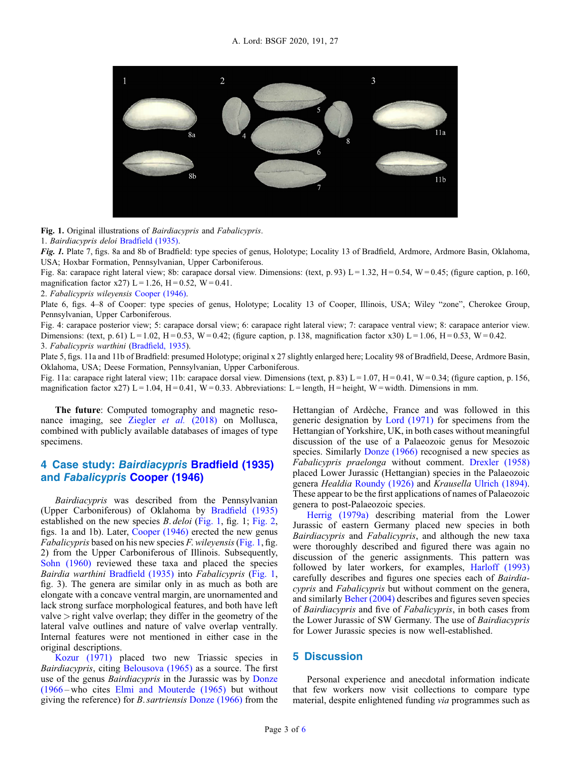**Fig. 1.** Original illustrations of *Bairdiacypris* and *Fabalicypris*.

1. *Bairdiacypris deloi* Bradfield (1935).

***Fig. 1.*** Plate 7, figs. 8a and 8b of Bradfield: type species of genus, Holotype; Locality 13 of Bradfield, Ardmore, Ardmore Basin, Oklahoma, USA; Hoxbar Formation, Pennsylvanian, Upper Carboniferous.

Fig. 8a: carapace right lateral view; 8b: carapace dorsal view. Dimensions: (text, p. 93) L = 1.32, H = 0.54, W = 0.45; (figure caption, p. 160, magnification factor x27) L = 1.26, H = 0.52, W = 0.41.

2. *Fabalicypris wileyensis* Cooper (1946).

Plate 6, figs. 4–8 of Cooper: type species of genus, Holotype; Locality 13 of Cooper, Illinois, USA; Wiley "zone", Cherokee Group, Pennsylvanian, Upper Carboniferous.

Fig. 4: carapace posterior view; 5: carapace dorsal view; 6: carapace right lateral view; 7: carapace ventral view; 8: carapace anterior view. Dimensions: (text, p. 61) L = 1.02, H = 0.53, W = 0.42; (figure caption, p. 138, magnification factor x30) L = 1.06, H = 0.53, W = 0.42.

3. *Fabalicypris warthini* (Bradfield, 1935).

Plate 5, figs. 11a and 11b of Bradfield: presumed Holotype; original x 27 slightly enlarged here; Locality 98 of Bradfield, Deese, Ardmore Basin, Oklahoma, USA; Deese Formation, Pennsylvanian, Upper Carboniferous.

Fig. 11a: carapace right lateral view; 11b: carapace dorsal view. Dimensions (text, p. 83) L = 1.07, H = 0.41, W = 0.34; (figure caption, p. 156, magnification factor x27) L = 1.04, H = 0.41, W = 0.33. Abbreviations: L = length, H = height, W = width. Dimensions in mm.

**The future**: Computed tomography and magnetic resonance imaging, see Ziegler *et al.* (2018) on Mollusca, combined with publicly available databases of images of type specimens.

## 4 Case study: *Bairdiacypris* Bradfield (1935) and *Fabalicypris* Cooper (1946)

*Bairdiacypris* was described from the Pennsylvanian (Upper Carboniferous) of Oklahoma by Bradfield (1935) established on the new species *B. deloi* (Fig. 1, fig. 1; Fig. 2, figs. 1a and 1b). Later, Cooper (1946) erected the new genus *Fabalicypris* based on his new species *F. wileyensis* (Fig. 1, fig. 2) from the Upper Carboniferous of Illinois. Subsequently, Sohn (1960) reviewed these taxa and placed the species *Bairdia warthini* Bradfield (1935) into *Fabalicypris* (Fig. 1, fig. 3). The genera are similar only in as much as both are elongate with a concave ventral margin, are unornamented and lack strong surface morphological features, and both have left valve > right valve overlap; they differ in the geometry of the lateral valve outlines and nature of valve overlap ventrally. Internal features were not mentioned in either case in the original descriptions.

Kozur (1971) placed two new Triassic species in *Bairdiacypris*, citing Belousova (1965) as a source. The first use of the genus *Bairdiacypris* in the Jurassic was by Donze (1966 – who cites Elmi and Mouterde (1965) but without giving the reference) for *B. sartriensis* Donze (1966) from the Hettangian of Ardèche, France and was followed in this generic designation by Lord (1971) for specimens from the Hettangian of Yorkshire, UK, in both cases without meaningful discussion of the use of a Palaeozoic genus for Mesozoic species. Similarly Donze (1966) recognised a new species as *Fabalicypris praelonga* without comment. Drexler (1958) placed Lower Jurassic (Hettangian) species in the Palaeozoic genera *Healdia* Roundy (1926) and *Krausella* Ulrich (1894). These appear to be the first applications of names of Palaeozoic genera to post-Palaeozoic species.

Herrig (1979a) describing material from the Lower Jurassic of eastern Germany placed new species in both *Bairdiacypris* and *Fabalicypris*, and although the new taxa were thoroughly described and figured there was again no discussion of the generic assignments. This pattern was followed by later workers, for examples, Harloff (1993) carefully describes and figures one species each of *Bairdiacypris* and *Fabalicypris* but without comment on the genera, and similarly Beher (2004) describes and figures seven species of *Bairdiacypris* and five of *Fabalicypris*, in both cases from the Lower Jurassic of SW Germany. The use of *Bairdiacypris* for Lower Jurassic species is now well-established.

## 5 Discussion

Personal experience and anecdotal information indicate that few workers now visit collections to compare type material, despite enlightened funding *via* programmes such as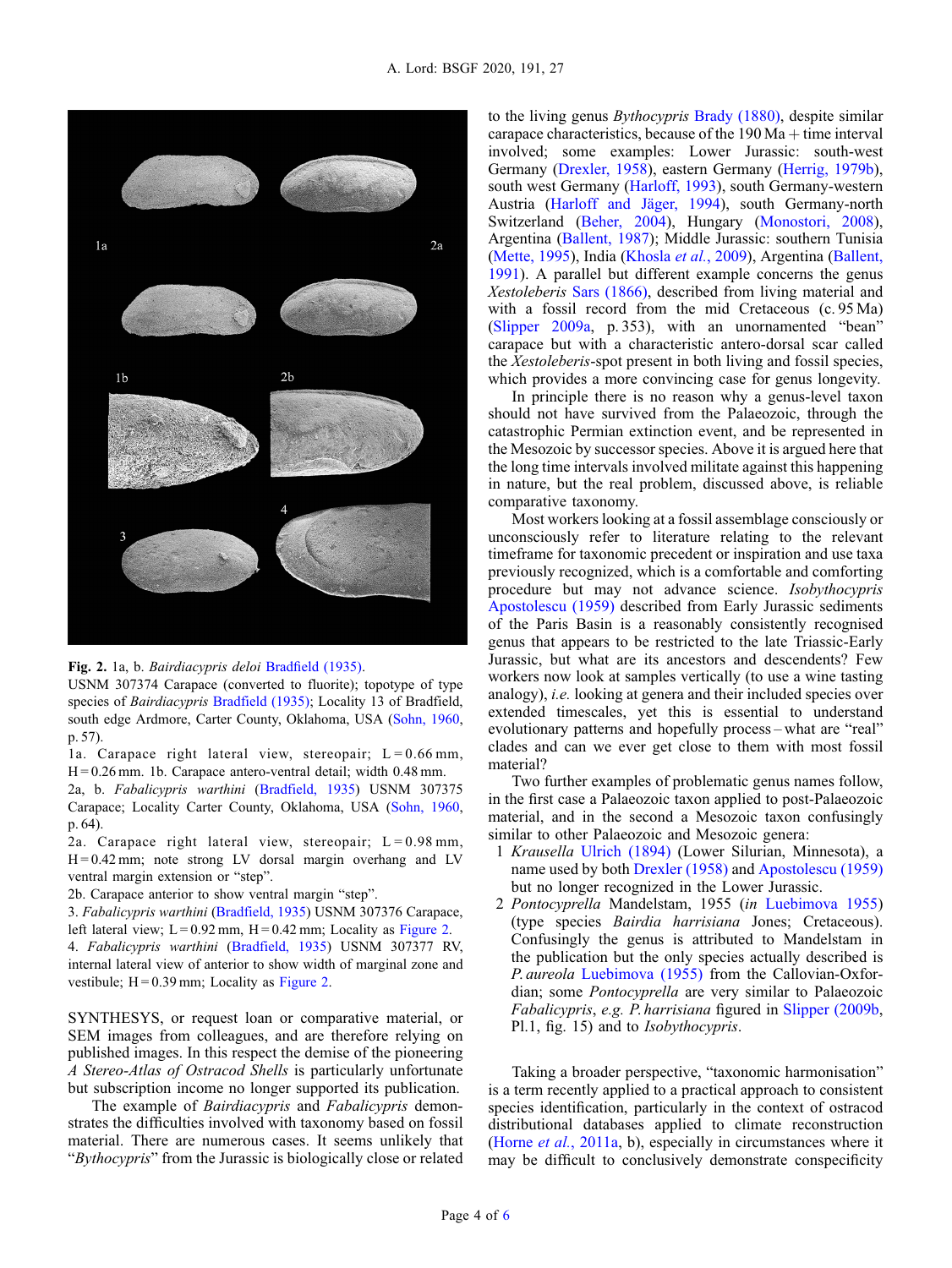**Fig. 2.** 1a, b. *Bairdiacypris deloi* Bradfield (1935).
USNM 307374 Carapace (converted to fluorite); topotype of type species of *Bairdiacypris* Bradfield (1935); Locality 13 of Bradfield, south edge Ardmore, Carter County, Oklahoma, USA (Sohn, 1960, p. 57).
1a. Carapace right lateral view, stereopair; L = 0.66 mm, H = 0.26 mm. 1b. Carapace antero-ventral detail; width 0.48 mm.
2a, b. *Fabalicypris warthini* (Bradfield, 1935) USNM 307375 Carapace; Locality Carter County, Oklahoma, USA (Sohn, 1960, p. 64).
2a. Carapace right lateral view, stereopair; L = 0.98 mm, H = 0.42 mm; note strong LV dorsal margin overhang and LV ventral margin extension or "step".
2b. Carapace anterior to show ventral margin "step".
3. *Fabalicypris warthini* (Bradfield, 1935) USNM 307376 Carapace, left lateral view; L = 0.92 mm, H = 0.42 mm; Locality as Figure 2.
4. *Fabalicypris warthini* (Bradfield, 1935) USNM 307377 RV, internal lateral view of anterior to show width of marginal zone and vestibule; H = 0.39 mm; Locality as Figure 2.

SYNTHESYS, or request loan or comparative material, or SEM images from colleagues, and are therefore relying on published images. In this respect the demise of the pioneering *A Stereo-Atlas of Ostracod Shells* is particularly unfortunate but subscription income no longer supported its publication.

The example of *Bairdiacypris* and *Fabalicypris* demonstrates the difficulties involved with taxonomy based on fossil material. There are numerous cases. It seems unlikely that "*Bythocypris*" from the Jurassic is biologically close or related to the living genus *Bythocypris* Brady (1880), despite similar carapace characteristics, because of the 190 Ma + time interval involved; some examples: Lower Jurassic: south-west Germany (Drexler, 1958), eastern Germany (Herrig, 1979b), south west Germany (Harloff, 1993), south Germany-western Austria (Harloff and Jäger, 1994), south Germany-north Switzerland (Beher, 2004), Hungary (Monostori, 2008), Argentina (Ballent, 1987); Middle Jurassic: southern Tunisia (Mette, 1995), India (Khosla *et al.*, 2009), Argentina (Ballent, 1991). A parallel but different example concerns the genus *Xestoleberis* Sars (1866), described from living material and with a fossil record from the mid Cretaceous (c. 95 Ma) (Slipper 2009a, p. 353), with an unornamented "bean" carapace but with a characteristic antero-dorsal scar called the *Xestoleberis*-spot present in both living and fossil species, which provides a more convincing case for genus longevity.

In principle there is no reason why a genus-level taxon should not have survived from the Palaeozoic, through the catastrophic Permian extinction event, and be represented in the Mesozoic by successor species. Above it is argued here that the long time intervals involved militate against this happening in nature, but the real problem, discussed above, is reliable comparative taxonomy.

Most workers looking at a fossil assemblage consciously or unconsciously refer to literature relating to the relevant timeframe for taxonomic precedent or inspiration and use taxa previously recognized, which is a comfortable and comforting procedure but may not advance science. *Isobythocypris* Apostolescu (1959) described from Early Jurassic sediments of the Paris Basin is a reasonably consistently recognised genus that appears to be restricted to the late Triassic-Early Jurassic, but what are its ancestors and descendents? Few workers now look at samples vertically (to use a wine tasting analogy), *i.e.* looking at genera and their included species over extended timescales, yet this is essential to understand evolutionary patterns and hopefully process – what are "real" clades and can we ever get close to them with most fossil material?

Two further examples of problematic genus names follow, in the first case a Palaeozoic taxon applied to post-Palaeozoic material, and in the second a Mesozoic taxon confusingly similar to other Palaeozoic and Mesozoic genera:

1. *Krausella* Ulrich (1894) (Lower Silurian, Minnesota), a name used by both Drexler (1958) and Apostolescu (1959) but no longer recognized in the Lower Jurassic.
2. *Pontocyprella* Mandelstam, 1955 (*in* Luebimova 1955) (type species *Bairdia harrisiana* Jones; Cretaceous). Confusingly the genus is attributed to Mandelstam in the publication but the only species actually described is *P. aureola* Luebimova (1955) from the Callovian-Oxfordian; some *Pontocyprella* are very similar to Palaeozoic *Fabalicypris*, *e.g. P. harrisiana* figured in Slipper (2009b, Pl.1, fig. 15) and to *Isobythocypris*.

Taking a broader perspective, "taxonomic harmonisation" is a term recently applied to a practical approach to consistent species identification, particularly in the context of ostracod distributional databases applied to climate reconstruction (Horne *et al.*, 2011a, b), especially in circumstances where it may be difficult to conclusively demonstrate conspecificity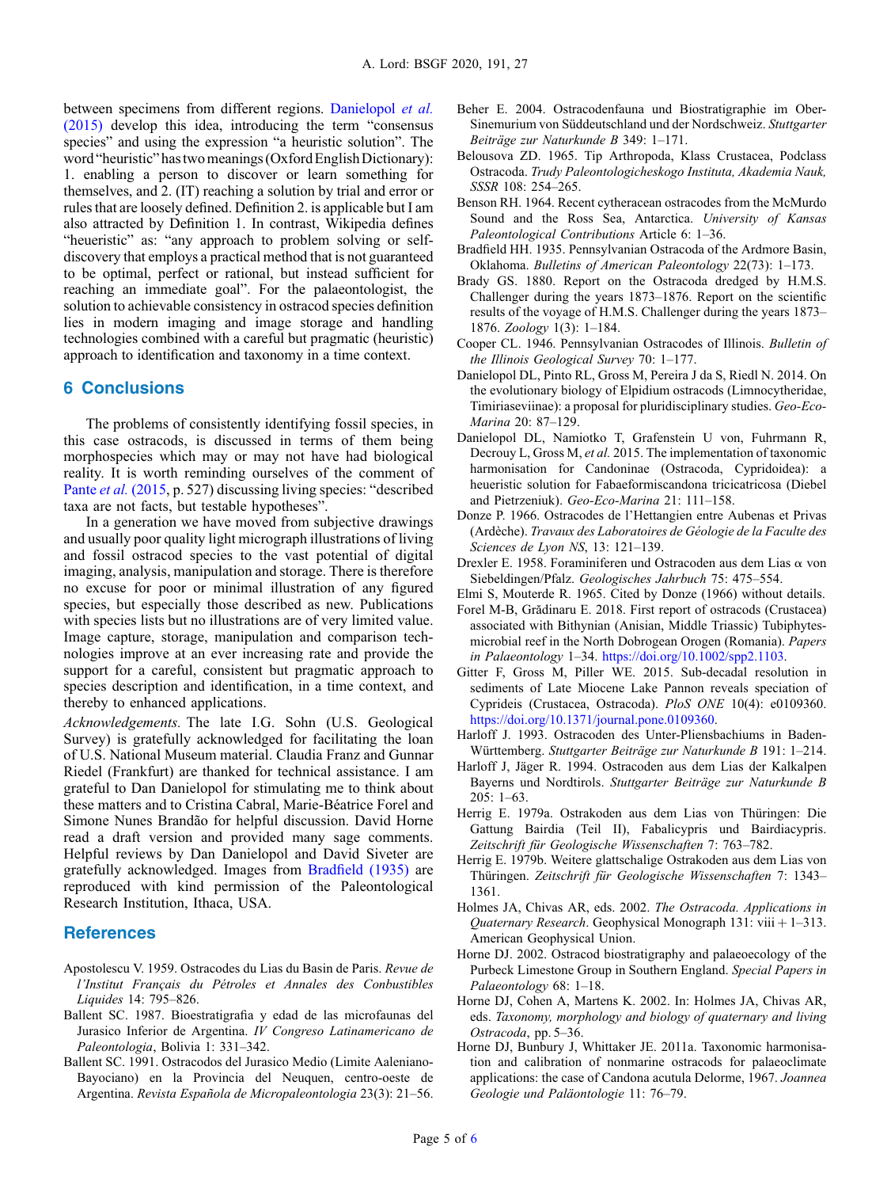between specimens from different regions. Danielopol *et al.* (2015) develop this idea, introducing the term "consensus species" and using the expression "a heuristic solution". The word "heuristic" has two meanings (Oxford English Dictionary): 1. enabling a person to discover or learn something for themselves, and 2. (IT) reaching a solution by trial and error or rules that are loosely defined. Definition 2. is applicable but I am also attracted by Definition 1. In contrast, Wikipedia defines "heueristic" as: "any approach to problem solving or self-discovery that employs a practical method that is not guaranteed to be optimal, perfect or rational, but instead sufficient for reaching an immediate goal". For the palaeontologist, the solution to achievable consistency in ostracod species definition lies in modern imaging and image storage and handling technologies combined with a careful but pragmatic (heuristic) approach to identification and taxonomy in a time context.

## 6 Conclusions

The problems of consistently identifying fossil species, in this case ostracods, is discussed in terms of them being morphospecies which may or may not have had biological reality. It is worth reminding ourselves of the comment of Pante *et al.* (2015, p. 527) discussing living species: "described taxa are not facts, but testable hypotheses".

In a generation we have moved from subjective drawings and usually poor quality light micrograph illustrations of living and fossil ostracod species to the vast potential of digital imaging, analysis, manipulation and storage. There is therefore no excuse for poor or minimal illustration of any figured species, but especially those described as new. Publications with species lists but no illustrations are of very limited value. Image capture, storage, manipulation and comparison technologies improve at an ever increasing rate and provide the support for a careful, consistent but pragmatic approach to species description and identification, in a time context, and thereby to enhanced applications.

*Acknowledgements.* The late I.G. Sohn (U.S. Geological Survey) is gratefully acknowledged for facilitating the loan of U.S. National Museum material. Claudia Franz and Gunnar Riedel (Frankfurt) are thanked for technical assistance. I am grateful to Dan Danielopol for stimulating me to think about these matters and to Cristina Cabral, Marie-Béatrice Forel and Simone Nunes Brandão for helpful discussion. David Horne read a draft version and provided many sage comments. Helpful reviews by Dan Danielopol and David Siveter are gratefully acknowledged. Images from Bradfield (1935) are reproduced with kind permission of the Paleontological Research Institution, Ithaca, USA.

## References

Apostolescu V. 1959. Ostracodes du Lias du Basin de Paris. *Revue de l'Institut Français du Pétroles et Annales des Conbustibles Liquides* 14: 795–826.

Ballent SC. 1987. Bioestratigrafia y edad de las microfaunas del Jurasico Inferior de Argentina. *IV Congreso Latinamericano de Paleontologia*, Bolivia 1: 331–342.

Ballent SC. 1991. Ostracodos del Jurasico Medio (Limite Aaleniano-Bayociano) en la Provincia del Neuquen, centro-oeste de Argentina. *Revista Española de Micropaleontologia* 23(3): 21–56.

Beher E. 2004. Ostracodenfauna und Biostratigraphie im Ober-Sinemurium von Süddeutschland und der Nordschweiz. *Stuttgarter Beiträge zur Naturkunde B* 349: 1–171.

Belousova ZD. 1965. Tip Arthropoda, Klass Crustacea, Podclass Ostracoda. *Trudy Paleontologicheskogo Instituta, Akademia Nauk, SSSR* 108: 254–265.

Benson RH. 1964. Recent cytheracean ostracodes from the McMurdo Sound and the Ross Sea, Antarctica. *University of Kansas Paleontological Contributions* Article 6: 1–36.

Bradfield HH. 1935. Pennsylvanian Ostracoda of the Ardmore Basin, Oklahoma. *Bulletins of American Paleontology* 22(73): 1–173.

Brady GS. 1880. Report on the Ostracoda dredged by H.M.S. Challenger during the years 1873–1876. Report on the scientific results of the voyage of H.M.S. Challenger during the years 1873–1876. *Zoology* 1(3): 1–184.

Cooper CL. 1946. Pennsylvanian Ostracodes of Illinois. *Bulletin of the Illinois Geological Survey* 70: 1–177.

Danielopol DL, Pinto RL, Gross M, Pereira J da S, Riedl N. 2014. On the evolutionary biology of Elpidium ostracods (Limnocytheridae, Timiriaseviinae): a proposal for pluridisciplinary studies. *Geo-Eco-Marina* 20: 87–129.

Danielopol DL, Namiotko T, Grafenstein U von, Fuhrmann R, Decrouy L, Gross M, *et al.* 2015. The implementation of taxonomic harmonisation for Candoninae (Ostracoda, Cypridoidea): a heueristic solution for Fabaeformiscandona tricicatricosa (Diebel and Pietrzeniuk). *Geo-Eco-Marina* 21: 111–158.

Donze P. 1966. Ostracodes de l'Hettangien entre Aubenas et Privas (Ardèche). *Travaux des Laboratoires de Géologie de la Faculte des Sciences de Lyon NS*, 13: 121–139.

Drexler E. 1958. Foraminiferen und Ostracoden aus dem Lias α von Siebeldingen/Pfalz. *Geologisches Jahrbuch* 75: 475–554.

Elmi S, Mouterde R. 1965. Cited by Donze (1966) without details.

Forel M-B, Grădinaru E. 2018. First report of ostracods (Crustacea) associated with Bithynian (Anisian, Middle Triassic) Tubiphytes-microbial reef in the North Dobrogean Orogen (Romania). *Papers in Palaeontology* 1–34. https://doi.org/10.1002/spp2.1103.

Gitter F, Gross M, Piller WE. 2015. Sub-decadal resolution in sediments of Late Miocene Lake Pannon reveals speciation of Cyprideis (Crustacea, Ostracoda). *PloS ONE* 10(4): e0109360. https://doi.org/10.1371/journal.pone.0109360.

Harloff J. 1993. Ostracoden des Unter-Pliensbachiums in Baden-Württemberg. *Stuttgarter Beiträge zur Naturkunde B* 191: 1–214.

Harloff J, Jäger R. 1994. Ostracoden aus dem Lias der Kalkalpen Bayerns und Nordtirols. *Stuttgarter Beiträge zur Naturkunde B* 205: 1–63.

Herrig E. 1979a. Ostrakoden aus dem Lias von Thüringen: Die Gattung Bairdia (Teil II), Fabalicypris und Bairdiacypris. *Zeitschrift für Geologische Wissenschaften* 7: 763–782.

Herrig E. 1979b. Weitere glattschalige Ostrakoden aus dem Lias von Thüringen. *Zeitschrift für Geologische Wissenschaften* 7: 1343–1361.

Holmes JA, Chivas AR, eds. 2002. *The Ostracoda. Applications in Quaternary Research*. Geophysical Monograph 131: viii + 1–313. American Geophysical Union.

Horne DJ. 2002. Ostracod biostratigraphy and palaeoecology of the Purbeck Limestone Group in Southern England. *Special Papers in Palaeontology* 68: 1–18.

Horne DJ, Cohen A, Martens K. 2002. In: Holmes JA, Chivas AR, eds. *Taxonomy, morphology and biology of quaternary and living Ostracoda*, pp. 5–36.

Horne DJ, Bunbury J, Whittaker JE. 2011a. Taxonomic harmonisation and calibration of nonmarine ostracods for palaeoclimate applications: the case of Candona acutula Delorme, 1967. *Joannea Geologie und Paläontologie* 11: 76–79.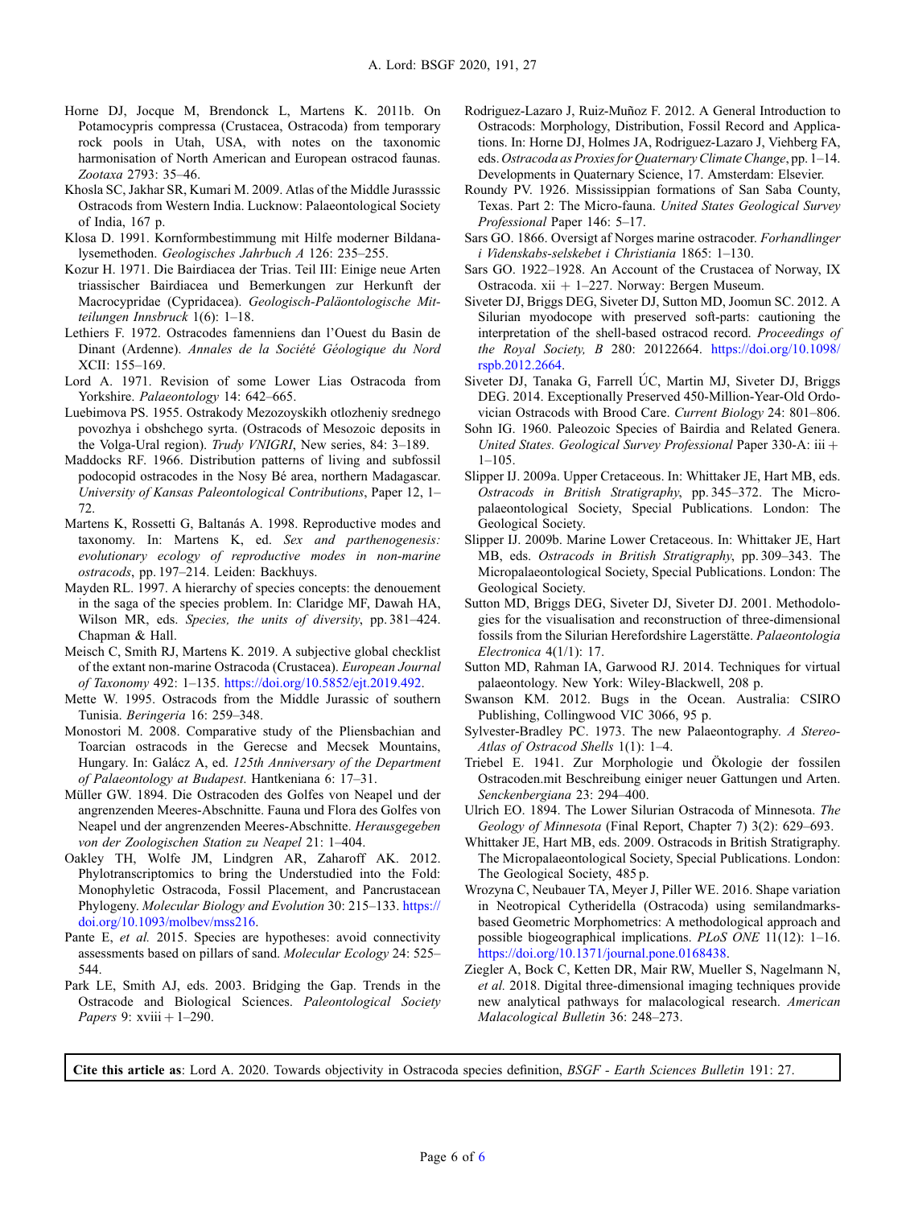Horne DJ, Jocque M, Brendonck L, Martens K. 2011b. On Potamocypris compressa (Crustacea, Ostracoda) from temporary rock pools in Utah, USA, with notes on the taxonomic harmonisation of North American and European ostracod faunas. *Zootaxa* 2793: 35–46.

Khosla SC, Jakhar SR, Kumari M. 2009. Atlas of the Middle Jurasssic Ostracods from Western India. Lucknow: Palaeontological Society of India, 167 p.

Klosa D. 1991. Kornformbestimmung mit Hilfe moderner Bildanalysemethoden. *Geologisches Jahrbuch A* 126: 235–255.

Kozur H. 1971. Die Bairdiacea der Trias. Teil III: Einige neue Arten triassischer Bairdiacea und Bemerkungen zur Herkunft der Macrocypridae (Cypridacea). *Geologisch-Paläontologische Mitteilungen Innsbruck* 1(6): 1–18.

Lethiers F. 1972. Ostracodes famenniens dan l'Ouest du Basin de Dinant (Ardenne). *Annales de la Société Géologique du Nord* XCII: 155–169.

Lord A. 1971. Revision of some Lower Lias Ostracoda from Yorkshire. *Palaeontology* 14: 642–665.

Luebimova PS. 1955. Ostrakody Mezozoyskikh otlozheniy srednego povozhya i obshchego syrta. (Ostracods of Mesozoic deposits in the Volga-Ural region). *Trudy VNIGRI*, New series, 84: 3–189.

Maddocks RF. 1966. Distribution patterns of living and subfossil podocopid ostracodes in the Nosy Bé area, northern Madagascar. *University of Kansas Paleontological Contributions*, Paper 12, 1–72.

Martens K, Rossetti G, Baltanás A. 1998. Reproductive modes and taxonomy. In: Martens K, ed. *Sex and parthenogenesis: evolutionary ecology of reproductive modes in non-marine ostracods*, pp. 197–214. Leiden: Backhuys.

Mayden RL. 1997. A hierarchy of species concepts: the denouement in the saga of the species problem. In: Claridge MF, Dawah HA, Wilson MR, eds. *Species, the units of diversity*, pp. 381–424. Chapman & Hall.

Meisch C, Smith RJ, Martens K. 2019. A subjective global checklist of the extant non-marine Ostracoda (Crustacea). *European Journal of Taxonomy* 492: 1–135. https://doi.org/10.5852/ejt.2019.492.

Mette W. 1995. Ostracods from the Middle Jurassic of southern Tunisia. *Beringeria* 16: 259–348.

Monostori M. 2008. Comparative study of the Pliensbachian and Toarcian ostracods in the Gerecse and Mecsek Mountains, Hungary. In: Galácz A, ed. *125th Anniversary of the Department of Palaeontology at Budapest*. Hantkeniana 6: 17–31.

Müller GW. 1894. Die Ostracoden des Golfes von Neapel und der angrenzenden Meeres-Abschnitte. Fauna und Flora des Golfes von Neapel und der angrenzenden Meeres-Abschnitte. *Herausgegeben von der Zoologischen Station zu Neapel* 21: 1–404.

Oakley TH, Wolfe JM, Lindgren AR, Zaharoff AK. 2012. Phylotranscriptomics to bring the Understudied into the Fold: Monophyletic Ostracoda, Fossil Placement, and Pancrustacean Phylogeny. *Molecular Biology and Evolution* 30: 215–133. https://doi.org/10.1093/molbev/mss216.

Pante E, *et al.* 2015. Species are hypotheses: avoid connectivity assessments based on pillars of sand. *Molecular Ecology* 24: 525–544.

Park LE, Smith AJ, eds. 2003. Bridging the Gap. Trends in the Ostracode and Biological Sciences. *Paleontological Society Papers* 9: xviii + 1–290.

Rodriguez-Lazaro J, Ruiz-Muñoz F. 2012. A General Introduction to Ostracods: Morphology, Distribution, Fossil Record and Applications. In: Horne DJ, Holmes JA, Rodriguez-Lazaro J, Viehberg FA, eds. *Ostracoda as Proxies for Quaternary Climate Change*, pp. 1–14. Developments in Quaternary Science, 17. Amsterdam: Elsevier.

Roundy PV. 1926. Mississippian formations of San Saba County, Texas. Part 2: The Micro-fauna. *United States Geological Survey Professional* Paper 146: 5–17.

Sars GO. 1866. Oversigt af Norges marine ostracoder. *Forhandlinger i Videnskabs-selskebet i Christiania* 1865: 1–130.

Sars GO. 1922–1928. An Account of the Crustacea of Norway, IX Ostracoda. xii + 1–227. Norway: Bergen Museum.

Siveter DJ, Briggs DEG, Siveter DJ, Sutton MD, Joomun SC. 2012. A Silurian myodocope with preserved soft-parts: cautioning the interpretation of the shell-based ostracod record. *Proceedings of the Royal Society, B* 280: 20122664. https://doi.org/10.1098/rspb.2012.2664.

Siveter DJ, Tanaka G, Farrell ÚC, Martin MJ, Siveter DJ, Briggs DEG. 2014. Exceptionally Preserved 450-Million-Year-Old Ordovician Ostracods with Brood Care. *Current Biology* 24: 801–806.

Sohn IG. 1960. Paleozoic Species of Bairdia and Related Genera. *United States. Geological Survey Professional* Paper 330-A: iii + 1–105.

Slipper IJ. 2009a. Upper Cretaceous. In: Whittaker JE, Hart MB, eds. *Ostracods in British Stratigraphy*, pp. 345–372. The Micropalaeontological Society, Special Publications. London: The Geological Society.

Slipper IJ. 2009b. Marine Lower Cretaceous. In: Whittaker JE, Hart MB, eds. *Ostracods in British Stratigraphy*, pp. 309–343. The Micropalaeontological Society, Special Publications. London: The Geological Society.

Sutton MD, Briggs DEG, Siveter DJ, Siveter DJ. 2001. Methodologies for the visualisation and reconstruction of three-dimensional fossils from the Silurian Herefordshire Lagerstätte. *Palaeontologia Electronica* 4(1/1): 17.

Sutton MD, Rahman IA, Garwood RJ. 2014. Techniques for virtual palaeontology. New York: Wiley-Blackwell, 208 p.

Swanson KM. 2012. Bugs in the Ocean. Australia: CSIRO Publishing, Collingwood VIC 3066, 95 p.

Sylvester-Bradley PC. 1973. The new Palaeontography. *A Stereo-Atlas of Ostracod Shells* 1(1): 1–4.

Triebel E. 1941. Zur Morphologie und Ökologie der fossilen Ostracoden.mit Beschreibung einiger neuer Gattungen und Arten. *Senckenbergiana* 23: 294–400.

Ulrich EO. 1894. The Lower Silurian Ostracoda of Minnesota. *The Geology of Minnesota* (Final Report, Chapter 7) 3(2): 629–693.

Whittaker JE, Hart MB, eds. 2009. Ostracods in British Stratigraphy. The Micropalaeontological Society, Special Publications. London: The Geological Society, 485 p.

Wrozyna C, Neubauer TA, Meyer J, Piller WE. 2016. Shape variation in Neotropical Cytheridella (Ostracoda) using semilandmarks-based Geometric Morphometrics: A methodological approach and possible biogeographical implications. *PLoS ONE* 11(12): 1–16. https://doi.org/10.1371/journal.pone.0168438.

Ziegler A, Bock C, Ketten DR, Mair RW, Mueller S, Nagelmann N, *et al.* 2018. Digital three-dimensional imaging techniques provide new analytical pathways for malacological research. *American Malacological Bulletin* 36: 248–273.

**Cite this article as**: Lord A. 2020. Towards objectivity in Ostracoda species definition, *BSGF - Earth Sciences Bulletin* 191: 27.